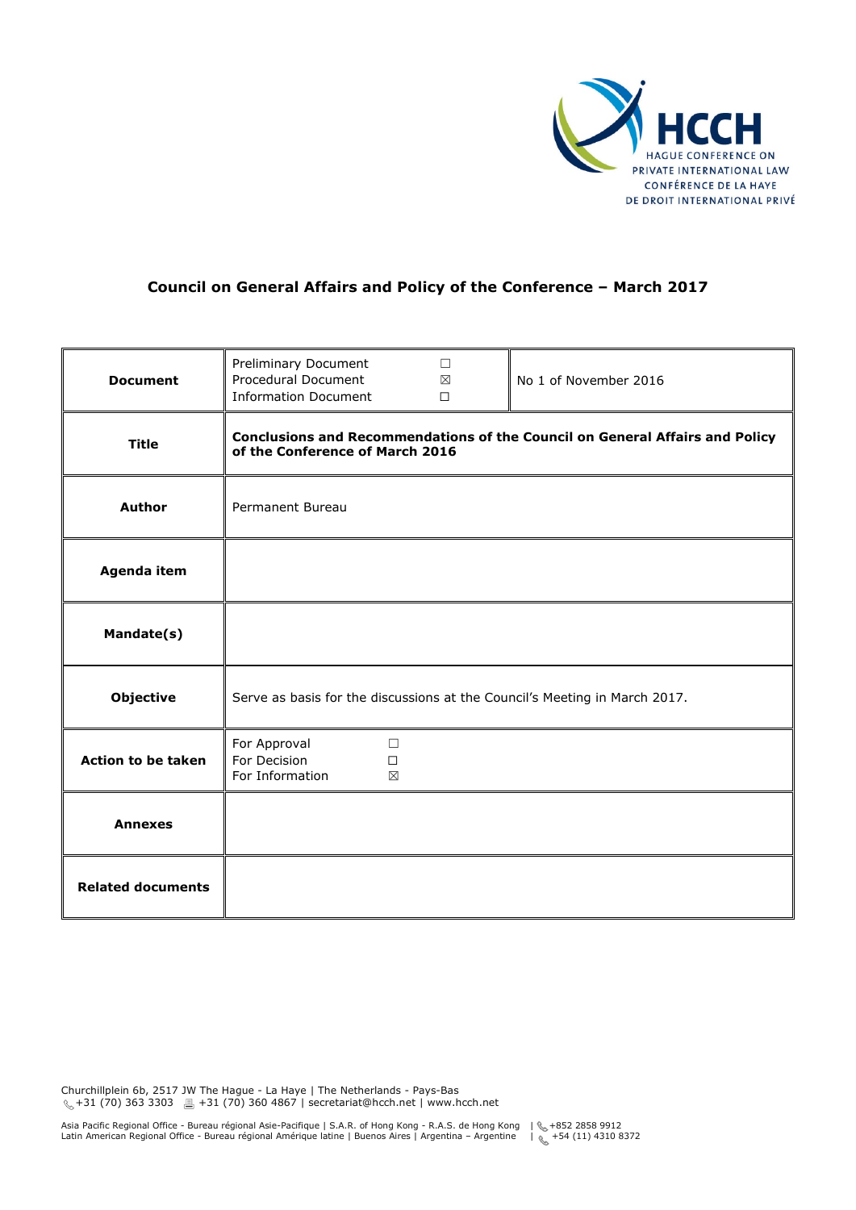HCCH
HAGUE CONFERENCE ON PRIVATE INTERNATIONAL LAW
CONFÉRENCE DE LA HAYE DE DROIT INTERNATIONAL PRIVÉ

## Council on General Affairs and Policy of the Conference – March 2017

| **Document** | Preliminary Document ☐<br>Procedural Document ☒<br>Information Document ☐ | No 1 of November 2016 |
|---|---|---|
| **Title** | **Conclusions and Recommendations of the Council on General Affairs and Policy of the Conference of March 2016** | |
| **Author** | Permanent Bureau | |
| **Agenda item** | | |
| **Mandate(s)** | | |
| **Objective** | Serve as basis for the discussions at the Council's Meeting in March 2017. | |
| **Action to be taken** | For Approval ☐<br>For Decision ☐<br>For Information ☒ | |
| **Annexes** | | |
| **Related documents** | | |

Churchillplein 6b, 2517 JW The Hague - La Haye | The Netherlands - Pays-Bas
+31 (70) 363 3303 +31 (70) 360 4867 | secretariat@hcch.net | www.hcch.net

Asia Pacific Regional Office - Bureau régional Asie-Pacifique | S.A.R. of Hong Kong - R.A.S. de Hong Kong | +852 2858 9912
Latin American Regional Office - Bureau régional Amérique latine | Buenos Aires | Argentina – Argentine | +54 (11) 4310 8372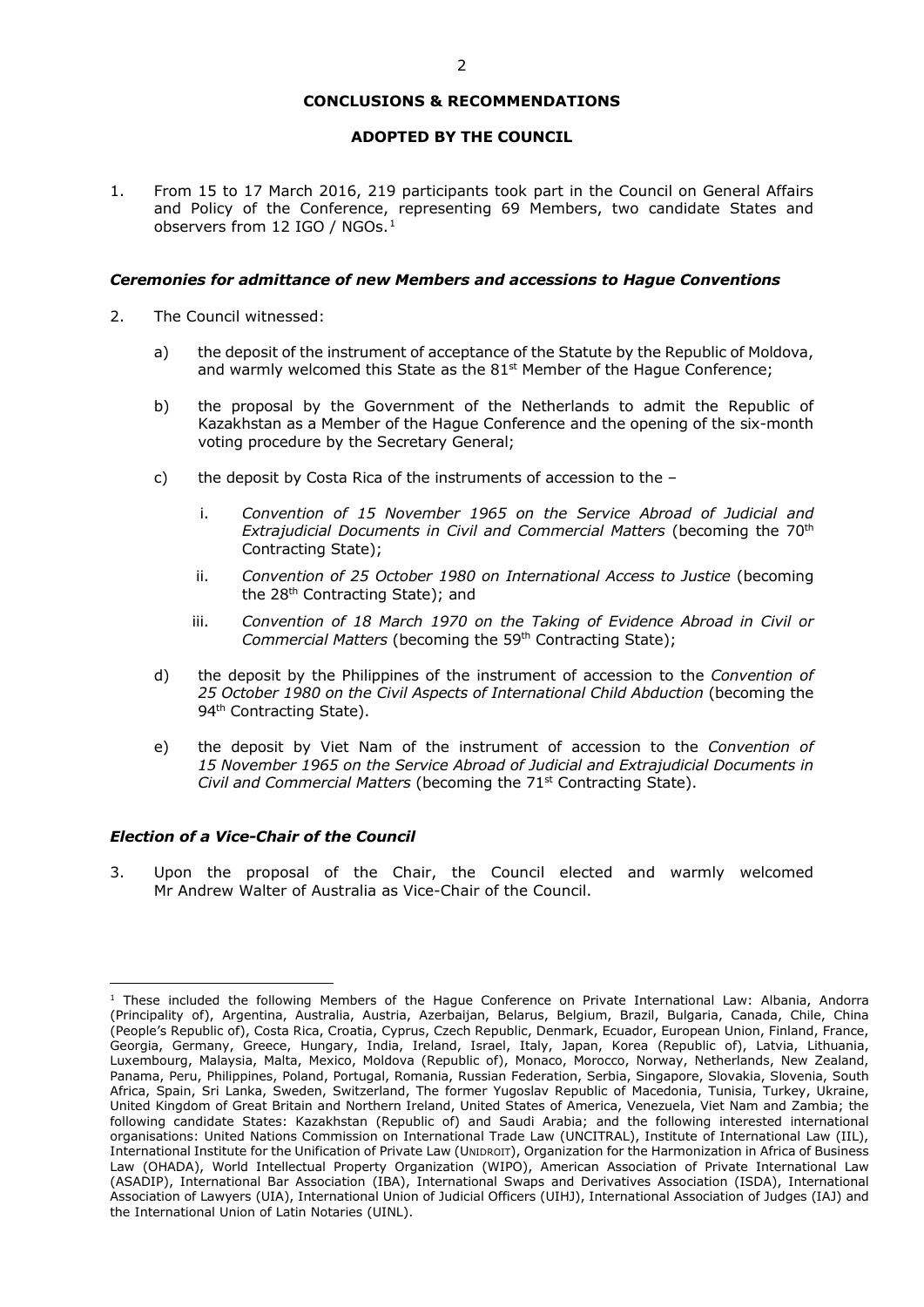**CONCLUSIONS & RECOMMENDATIONS**

**ADOPTED BY THE COUNCIL**

1. From 15 to 17 March 2016, 219 participants took part in the Council on General Affairs and Policy of the Conference, representing 69 Members, two candidate States and observers from 12 IGO / NGOs.[1]

### *Ceremonies for admittance of new Members and accessions to Hague Conventions*

2. The Council witnessed:

   a) the deposit of the instrument of acceptance of the Statute by the Republic of Moldova, and warmly welcomed this State as the 81st Member of the Hague Conference;

   b) the proposal by the Government of the Netherlands to admit the Republic of Kazakhstan as a Member of the Hague Conference and the opening of the six-month voting procedure by the Secretary General;

   c) the deposit by Costa Rica of the instruments of accession to the –

      i. *Convention of 15 November 1965 on the Service Abroad of Judicial and Extrajudicial Documents in Civil and Commercial Matters* (becoming the 70th Contracting State);

      ii. *Convention of 25 October 1980 on International Access to Justice* (becoming the 28th Contracting State); and

      iii. *Convention of 18 March 1970 on the Taking of Evidence Abroad in Civil or Commercial Matters* (becoming the 59th Contracting State);

   d) the deposit by the Philippines of the instrument of accession to the *Convention of 25 October 1980 on the Civil Aspects of International Child Abduction* (becoming the 94th Contracting State).

   e) the deposit by Viet Nam of the instrument of accession to the *Convention of 15 November 1965 on the Service Abroad of Judicial and Extrajudicial Documents in Civil and Commercial Matters* (becoming the 71st Contracting State).

### *Election of a Vice-Chair of the Council*

3. Upon the proposal of the Chair, the Council elected and warmly welcomed Mr Andrew Walter of Australia as Vice-Chair of the Council.

---

[1] These included the following Members of the Hague Conference on Private International Law: Albania, Andorra (Principality of), Argentina, Australia, Austria, Azerbaijan, Belarus, Belgium, Brazil, Bulgaria, Canada, Chile, China (People's Republic of), Costa Rica, Croatia, Cyprus, Czech Republic, Denmark, Ecuador, European Union, Finland, France, Georgia, Germany, Greece, Hungary, India, Ireland, Israel, Italy, Japan, Korea (Republic of), Latvia, Lithuania, Luxembourg, Malaysia, Malta, Mexico, Moldova (Republic of), Monaco, Morocco, Norway, Netherlands, New Zealand, Panama, Peru, Philippines, Poland, Portugal, Romania, Russian Federation, Serbia, Singapore, Slovakia, Slovenia, South Africa, Spain, Sri Lanka, Sweden, Switzerland, The former Yugoslav Republic of Macedonia, Tunisia, Turkey, Ukraine, United Kingdom of Great Britain and Northern Ireland, United States of America, Venezuela, Viet Nam and Zambia; the following candidate States: Kazakhstan (Republic of) and Saudi Arabia; and the following interested international organisations: United Nations Commission on International Trade Law (UNCITRAL), Institute of International Law (IIL), International Institute for the Unification of Private Law (UNIDROIT), Organization for the Harmonization in Africa of Business Law (OHADA), World Intellectual Property Organization (WIPO), American Association of Private International Law (ASADIP), International Bar Association (IBA), International Swaps and Derivatives Association (ISDA), International Association of Lawyers (UIA), International Union of Judicial Officers (UIHJ), International Association of Judges (IAJ) and the International Union of Latin Notaries (UINL).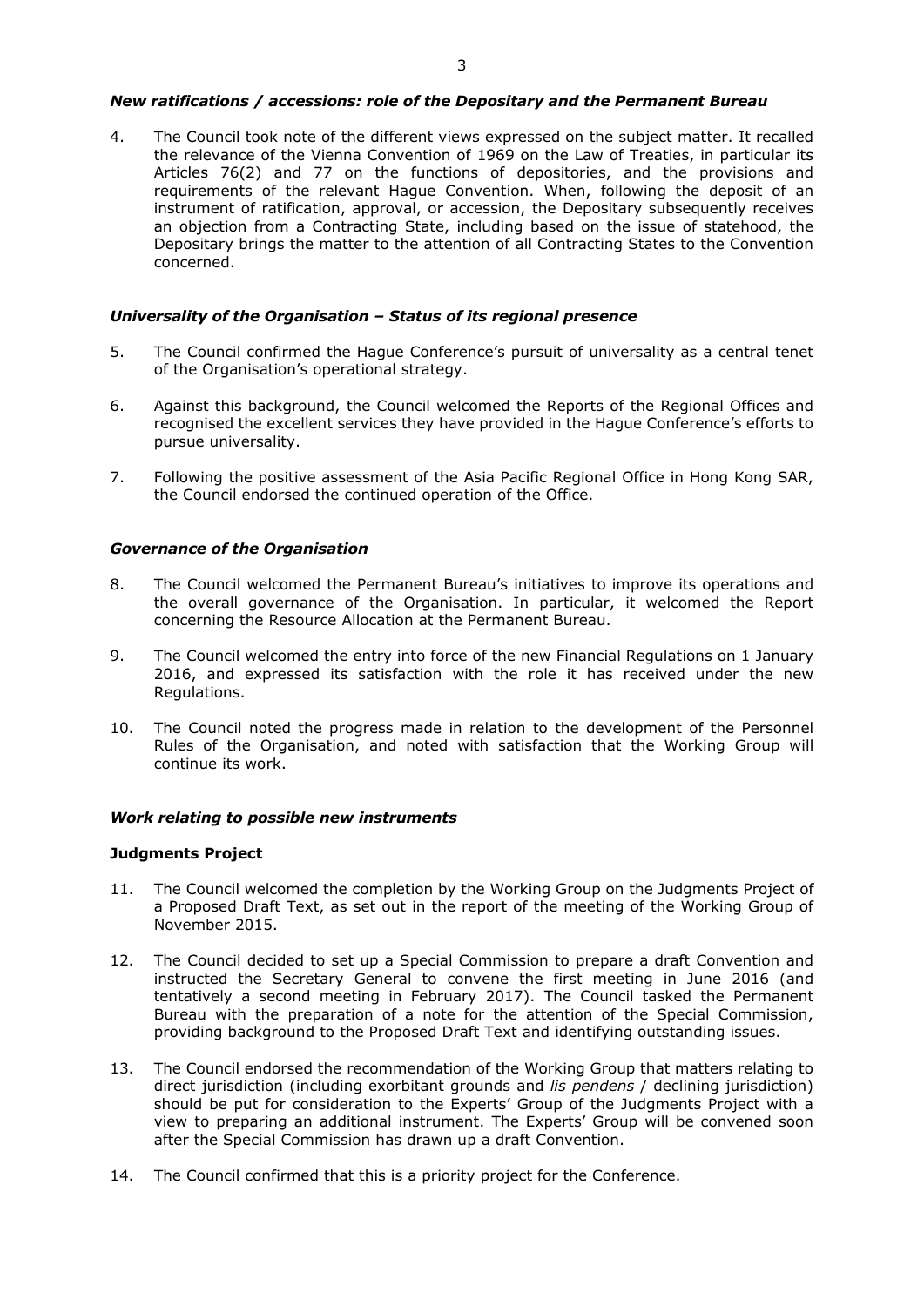### *New ratifications / accessions: role of the Depositary and the Permanent Bureau*

4. The Council took note of the different views expressed on the subject matter. It recalled the relevance of the Vienna Convention of 1969 on the Law of Treaties, in particular its Articles 76(2) and 77 on the functions of depositories, and the provisions and requirements of the relevant Hague Convention. When, following the deposit of an instrument of ratification, approval, or accession, the Depositary subsequently receives an objection from a Contracting State, including based on the issue of statehood, the Depositary brings the matter to the attention of all Contracting States to the Convention concerned.

### *Universality of the Organisation – Status of its regional presence*

5. The Council confirmed the Hague Conference's pursuit of universality as a central tenet of the Organisation's operational strategy.

6. Against this background, the Council welcomed the Reports of the Regional Offices and recognised the excellent services they have provided in the Hague Conference's efforts to pursue universality.

7. Following the positive assessment of the Asia Pacific Regional Office in Hong Kong SAR, the Council endorsed the continued operation of the Office.

### *Governance of the Organisation*

8. The Council welcomed the Permanent Bureau's initiatives to improve its operations and the overall governance of the Organisation. In particular, it welcomed the Report concerning the Resource Allocation at the Permanent Bureau.

9. The Council welcomed the entry into force of the new Financial Regulations on 1 January 2016, and expressed its satisfaction with the role it has received under the new Regulations.

10. The Council noted the progress made in relation to the development of the Personnel Rules of the Organisation, and noted with satisfaction that the Working Group will continue its work.

### *Work relating to possible new instruments*

#### **Judgments Project**

11. The Council welcomed the completion by the Working Group on the Judgments Project of a Proposed Draft Text, as set out in the report of the meeting of the Working Group of November 2015.

12. The Council decided to set up a Special Commission to prepare a draft Convention and instructed the Secretary General to convene the first meeting in June 2016 (and tentatively a second meeting in February 2017). The Council tasked the Permanent Bureau with the preparation of a note for the attention of the Special Commission, providing background to the Proposed Draft Text and identifying outstanding issues.

13. The Council endorsed the recommendation of the Working Group that matters relating to direct jurisdiction (including exorbitant grounds and *lis pendens* / declining jurisdiction) should be put for consideration to the Experts' Group of the Judgments Project with a view to preparing an additional instrument. The Experts' Group will be convened soon after the Special Commission has drawn up a draft Convention.

14. The Council confirmed that this is a priority project for the Conference.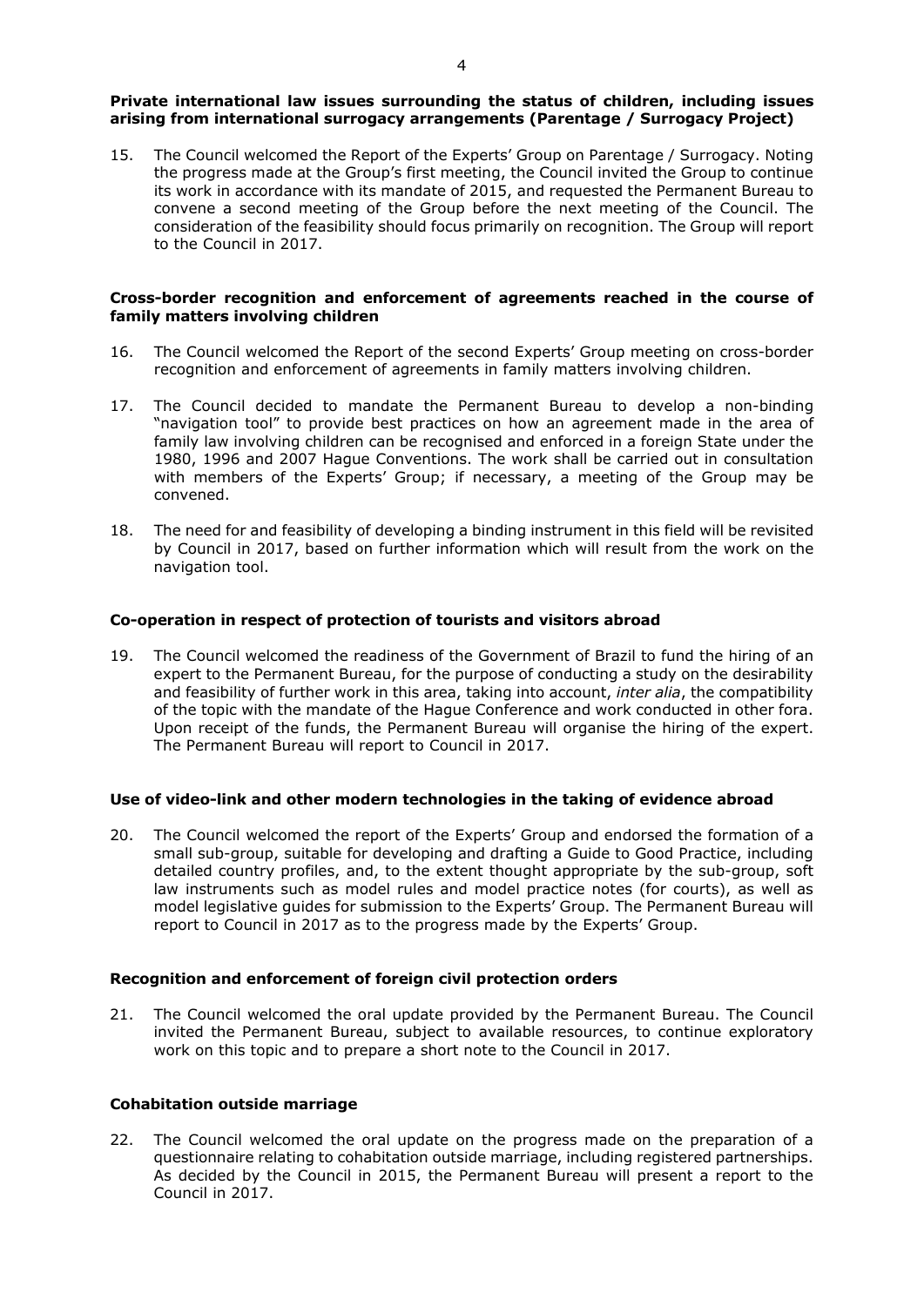**Private international law issues surrounding the status of children, including issues arising from international surrogacy arrangements (Parentage / Surrogacy Project)**

15. The Council welcomed the Report of the Experts' Group on Parentage / Surrogacy. Noting the progress made at the Group's first meeting, the Council invited the Group to continue its work in accordance with its mandate of 2015, and requested the Permanent Bureau to convene a second meeting of the Group before the next meeting of the Council. The consideration of the feasibility should focus primarily on recognition. The Group will report to the Council in 2017.

**Cross-border recognition and enforcement of agreements reached in the course of family matters involving children**

16. The Council welcomed the Report of the second Experts' Group meeting on cross-border recognition and enforcement of agreements in family matters involving children.

17. The Council decided to mandate the Permanent Bureau to develop a non-binding "navigation tool" to provide best practices on how an agreement made in the area of family law involving children can be recognised and enforced in a foreign State under the 1980, 1996 and 2007 Hague Conventions. The work shall be carried out in consultation with members of the Experts' Group; if necessary, a meeting of the Group may be convened.

18. The need for and feasibility of developing a binding instrument in this field will be revisited by Council in 2017, based on further information which will result from the work on the navigation tool.

**Co-operation in respect of protection of tourists and visitors abroad**

19. The Council welcomed the readiness of the Government of Brazil to fund the hiring of an expert to the Permanent Bureau, for the purpose of conducting a study on the desirability and feasibility of further work in this area, taking into account, *inter alia*, the compatibility of the topic with the mandate of the Hague Conference and work conducted in other fora. Upon receipt of the funds, the Permanent Bureau will organise the hiring of the expert. The Permanent Bureau will report to Council in 2017.

**Use of video-link and other modern technologies in the taking of evidence abroad**

20. The Council welcomed the report of the Experts' Group and endorsed the formation of a small sub-group, suitable for developing and drafting a Guide to Good Practice, including detailed country profiles, and, to the extent thought appropriate by the sub-group, soft law instruments such as model rules and model practice notes (for courts), as well as model legislative guides for submission to the Experts' Group. The Permanent Bureau will report to Council in 2017 as to the progress made by the Experts' Group.

**Recognition and enforcement of foreign civil protection orders**

21. The Council welcomed the oral update provided by the Permanent Bureau. The Council invited the Permanent Bureau, subject to available resources, to continue exploratory work on this topic and to prepare a short note to the Council in 2017.

**Cohabitation outside marriage**

22. The Council welcomed the oral update on the progress made on the preparation of a questionnaire relating to cohabitation outside marriage, including registered partnerships. As decided by the Council in 2015, the Permanent Bureau will present a report to the Council in 2017.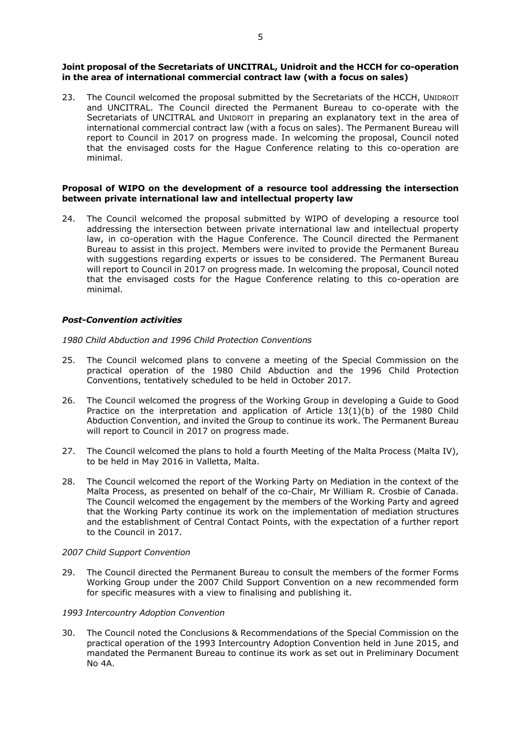**Joint proposal of the Secretariats of UNCITRAL, Unidroit and the HCCH for co-operation in the area of international commercial contract law (with a focus on sales)**

23. The Council welcomed the proposal submitted by the Secretariats of the HCCH, UNIDROIT and UNCITRAL. The Council directed the Permanent Bureau to co-operate with the Secretariats of UNCITRAL and UNIDROIT in preparing an explanatory text in the area of international commercial contract law (with a focus on sales). The Permanent Bureau will report to Council in 2017 on progress made. In welcoming the proposal, Council noted that the envisaged costs for the Hague Conference relating to this co-operation are minimal.

**Proposal of WIPO on the development of a resource tool addressing the intersection between private international law and intellectual property law**

24. The Council welcomed the proposal submitted by WIPO of developing a resource tool addressing the intersection between private international law and intellectual property law, in co-operation with the Hague Conference. The Council directed the Permanent Bureau to assist in this project. Members were invited to provide the Permanent Bureau with suggestions regarding experts or issues to be considered. The Permanent Bureau will report to Council in 2017 on progress made. In welcoming the proposal, Council noted that the envisaged costs for the Hague Conference relating to this co-operation are minimal.

***Post-Convention activities***

*1980 Child Abduction and 1996 Child Protection Conventions*

25. The Council welcomed plans to convene a meeting of the Special Commission on the practical operation of the 1980 Child Abduction and the 1996 Child Protection Conventions, tentatively scheduled to be held in October 2017.

26. The Council welcomed the progress of the Working Group in developing a Guide to Good Practice on the interpretation and application of Article 13(1)(b) of the 1980 Child Abduction Convention, and invited the Group to continue its work. The Permanent Bureau will report to Council in 2017 on progress made.

27. The Council welcomed the plans to hold a fourth Meeting of the Malta Process (Malta IV), to be held in May 2016 in Valletta, Malta.

28. The Council welcomed the report of the Working Party on Mediation in the context of the Malta Process, as presented on behalf of the co-Chair, Mr William R. Crosbie of Canada. The Council welcomed the engagement by the members of the Working Party and agreed that the Working Party continue its work on the implementation of mediation structures and the establishment of Central Contact Points, with the expectation of a further report to the Council in 2017.

*2007 Child Support Convention*

29. The Council directed the Permanent Bureau to consult the members of the former Forms Working Group under the 2007 Child Support Convention on a new recommended form for specific measures with a view to finalising and publishing it.

*1993 Intercountry Adoption Convention*

30. The Council noted the Conclusions & Recommendations of the Special Commission on the practical operation of the 1993 Intercountry Adoption Convention held in June 2015, and mandated the Permanent Bureau to continue its work as set out in Preliminary Document No 4A.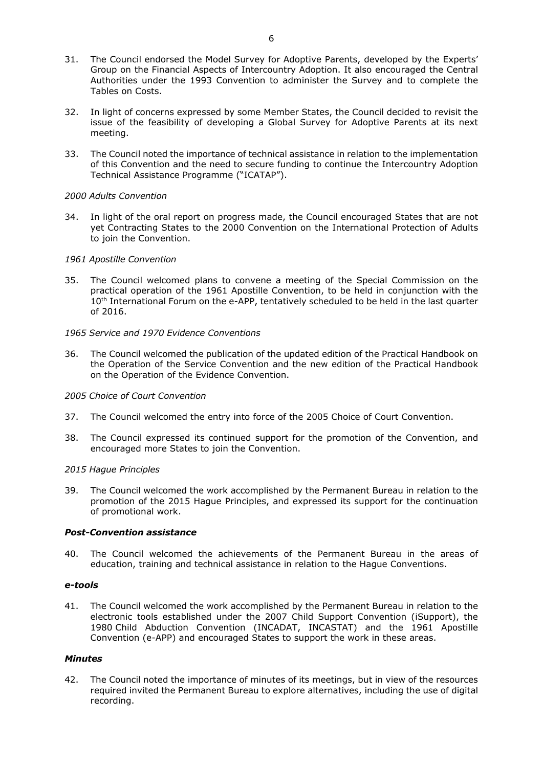31. The Council endorsed the Model Survey for Adoptive Parents, developed by the Experts' Group on the Financial Aspects of Intercountry Adoption. It also encouraged the Central Authorities under the 1993 Convention to administer the Survey and to complete the Tables on Costs.

32. In light of concerns expressed by some Member States, the Council decided to revisit the issue of the feasibility of developing a Global Survey for Adoptive Parents at its next meeting.

33. The Council noted the importance of technical assistance in relation to the implementation of this Convention and the need to secure funding to continue the Intercountry Adoption Technical Assistance Programme ("ICATAP").

*2000 Adults Convention*

34. In light of the oral report on progress made, the Council encouraged States that are not yet Contracting States to the 2000 Convention on the International Protection of Adults to join the Convention.

*1961 Apostille Convention*

35. The Council welcomed plans to convene a meeting of the Special Commission on the practical operation of the 1961 Apostille Convention, to be held in conjunction with the 10th International Forum on the e-APP, tentatively scheduled to be held in the last quarter of 2016.

*1965 Service and 1970 Evidence Conventions*

36. The Council welcomed the publication of the updated edition of the Practical Handbook on the Operation of the Service Convention and the new edition of the Practical Handbook on the Operation of the Evidence Convention.

*2005 Choice of Court Convention*

37. The Council welcomed the entry into force of the 2005 Choice of Court Convention.

38. The Council expressed its continued support for the promotion of the Convention, and encouraged more States to join the Convention.

*2015 Hague Principles*

39. The Council welcomed the work accomplished by the Permanent Bureau in relation to the promotion of the 2015 Hague Principles, and expressed its support for the continuation of promotional work.

***Post-Convention assistance***

40. The Council welcomed the achievements of the Permanent Bureau in the areas of education, training and technical assistance in relation to the Hague Conventions.

***e-tools***

41. The Council welcomed the work accomplished by the Permanent Bureau in relation to the electronic tools established under the 2007 Child Support Convention (iSupport), the 1980 Child Abduction Convention (INCADAT, INCASTAT) and the 1961 Apostille Convention (e-APP) and encouraged States to support the work in these areas.

***Minutes***

42. The Council noted the importance of minutes of its meetings, but in view of the resources required invited the Permanent Bureau to explore alternatives, including the use of digital recording.